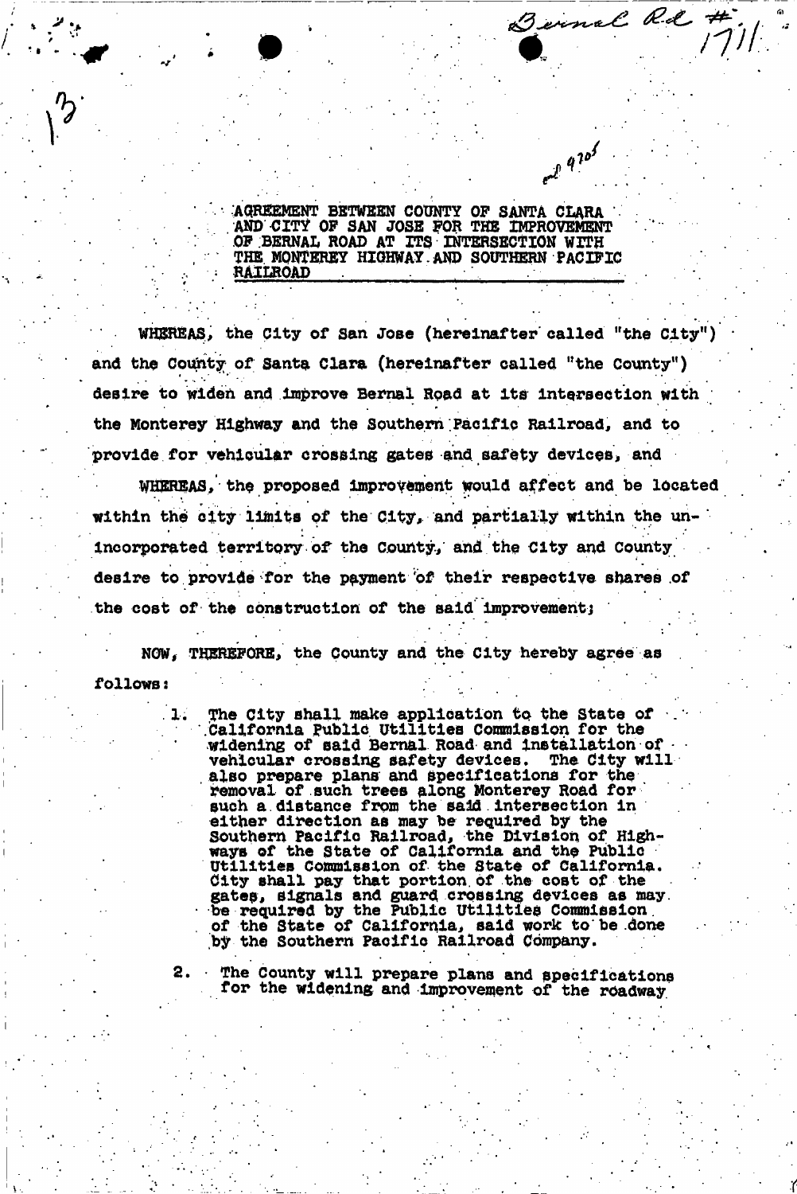Bernal Rd #1711

13

ed 9205

**AGREEMENT BETWEEN COUNTY OF SANTA CLARA AND CITY OF SAN JOSE FOR THE IMPROVEMENT OF BERNAL ROAD AT ITS INTERSECTION WITH THE MONTEREY HIGHWAY AND SOUTHERN PACIFIC RAILROAD**

WHEREAS, the City of San Jose (hereinafter called "the City") and the County of Santa Clara (hereinafter called "the County") desire to widen and improve Bernal Road at its intersection with the Monterey Highway and the Southern Pacific Railroad, and to provide for vehicular crossing gates and safety devices, and

WHEREAS, the proposed improvement would affect and be located within the city limits of the City, and partially within the unincorporated territory of the County, and the City and County desire to provide for the payment of their respective shares of the cost of the construction of the said improvement;

NOW, THEREFORE, the County and the City hereby agree as follows:

1. The City shall make application to the State of California Public Utilities Commission for the widening of said Bernal Road and installation of vehicular crossing safety devices. The City will also prepare plans and specifications for the removal of such trees along Monterey Road for such a distance from the said intersection in either direction as may be required by the Southern Pacific Railroad, the Division of Highways of the State of California and the Public Utilities Commission of the State of California. City shall pay that portion of the cost of the gates, signals and guard crossing devices as may be required by the Public Utilities Commission of the State of California, said work to be done by the Southern Pacific Railroad Company.

2. The County will prepare plans and specifications for the widening and improvement of the roadway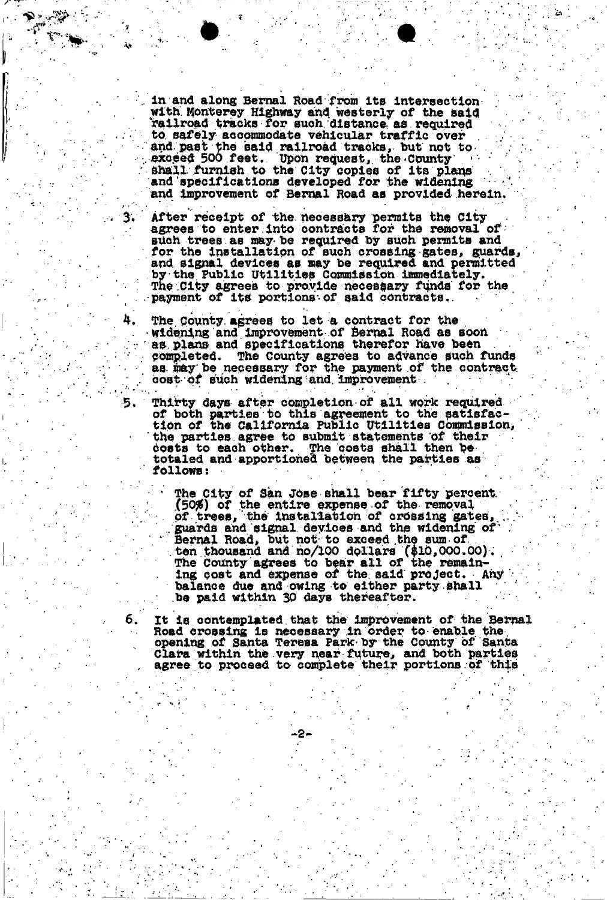in and along Bernal Road from its intersection with Monterey Highway and westerly of the said railroad tracks for such distance as required to safely accommodate vehicular traffic over and past the said railroad tracks, but not to exceed 500 feet. Upon request, the County shall furnish to the City copies of its plans and specifications developed for the widening and improvement of Bernal Road as provided herein.

3. After receipt of the necessary permits the City agrees to enter into contracts for the removal of such trees as may be required by such permits and for the installation of such crossing gates, guards, and signal devices as may be required and permitted by the Public Utilities Commission immediately. The City agrees to provide necessary funds for the payment of its portions of said contracts.

4. The County agrees to let a contract for the widening and improvement of Bernal Road as soon as plans and specifications therefor have been completed. The County agrees to advance such funds as may be necessary for the payment of the contract cost of such widening and improvement

5. Thirty days after completion of all work required of both parties to this agreement to the satisfaction of the California Public Utilities Commission, the parties agree to submit statements of their costs to each other. The costs shall then be totaled and apportioned between the parties as follows:

   The City of San Jose shall bear fifty percent (50%) of the entire expense of the removal of trees, the installation of crossing gates, guards and signal devices and the widening of Bernal Road, but not to exceed the sum of ten thousand and no/100 dollars ($10,000.00). The County agrees to bear all of the remaining cost and expense of the said project. Any balance due and owing to either party shall be paid within 30 days thereafter.

6. It is contemplated that the improvement of the Bernal Road crossing is necessary in order to enable the opening of Santa Teresa Park by the County of Santa Clara within the very near future, and both parties agree to proceed to complete their portions of this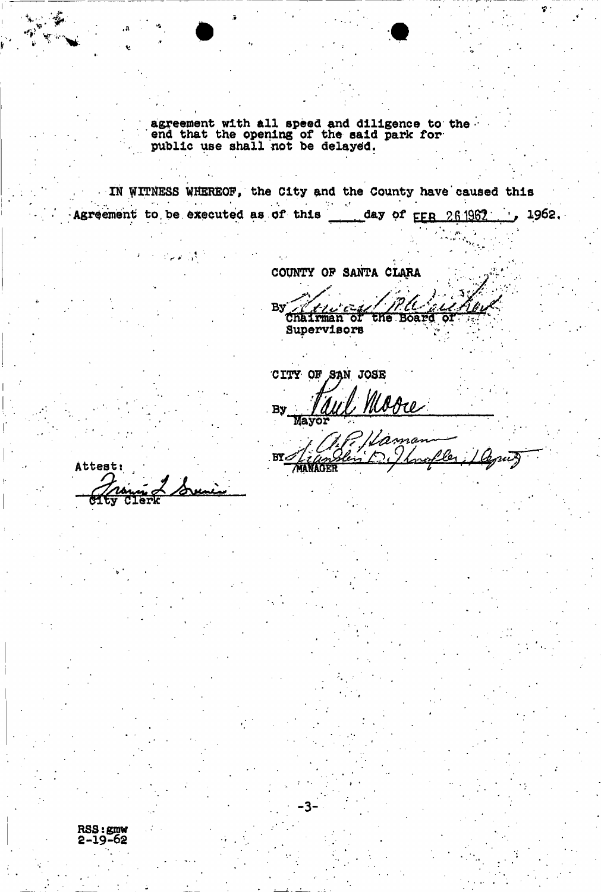agreement with all speed and diligence to the end that the opening of the said park for public use shall not be delayed.

IN WITNESS WHEREOF, the City and the County have caused this Agreement to be executed as of this ____ day of FEB 26 1962, 1962.

COUNTY OF SANTA CLARA

By ________________________
Chairman of the Board of Supervisors

CITY OF SAN JOSE

By Paul Moore
Mayor

BY ________________________
MANAGER

Attest:

________________________
City Clerk

RSS:gmw
2-19-62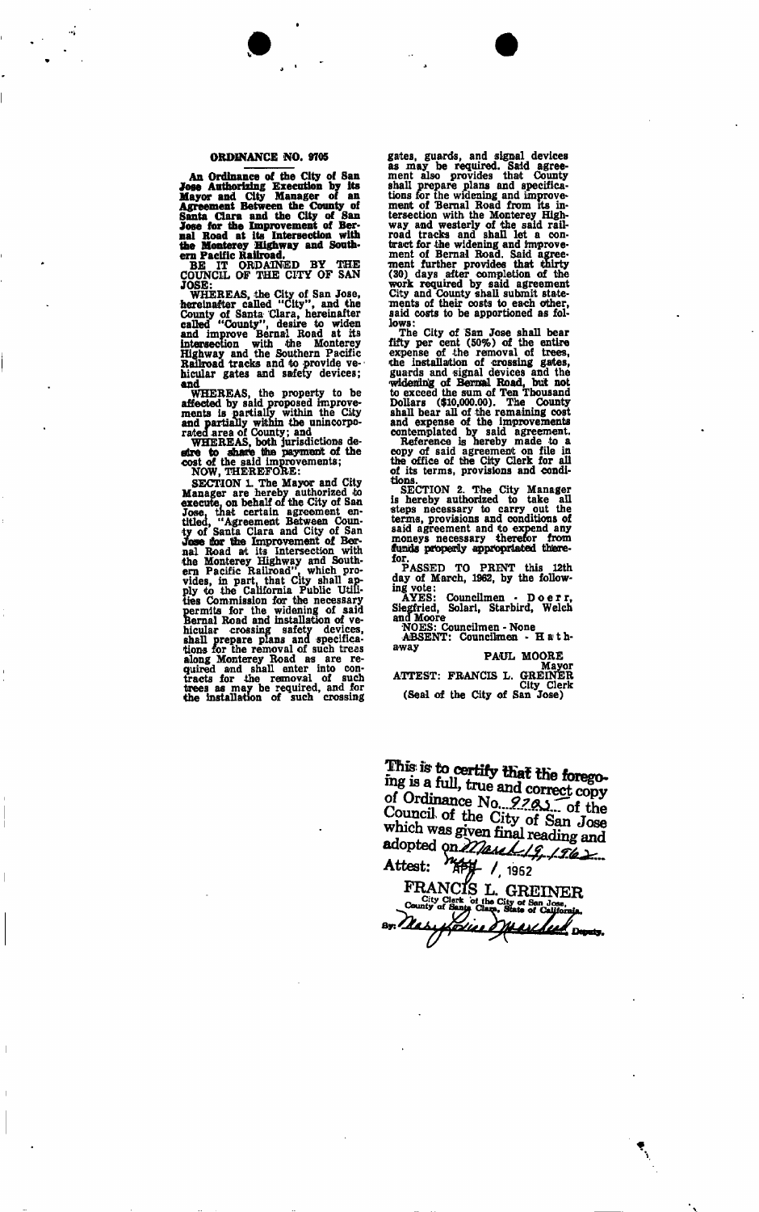## ORDINANCE NO. 9705

**An Ordinance of the City of San Jose Authorizing Execution by its Mayor and City Manager of an Agreement Between the County of Santa Clara and the City of San Jose for the Improvement of Bernal Road at its Intersection with the Monterey Highway and Southern Pacific Railroad.**

BE IT ORDAINED BY THE COUNCIL OF THE CITY OF SAN JOSE:

WHEREAS, the City of San Jose, hereinafter called "City", and the County of Santa Clara, hereinafter called "County", desire to widen and improve Bernal Road at its intersection with the Monterey Highway and the Southern Pacific Railroad tracks and to provide vehicular gates and safety devices; and

WHEREAS, the property to be affected by said proposed improvements is partially within the City and partially within the unincorporated area of County; and

WHEREAS, both jurisdictions desire to share the payment of the cost of the said improvements;

NOW, THEREFORE:

SECTION 1. The Mayor and City Manager are hereby authorized to execute, on behalf of the City of San Jose, that certain agreement entitled, "Agreement Between County of Santa Clara and City of San Jose for the Improvement of Bernal Road at its Intersection with the Monterey Highway and Southern Pacific Railroad", which provides, in part, that City shall apply to the California Public Utilities Commission for the necessary permits for the widening of said Bernal Road and installation of vehicular crossing safety devices, shall prepare plans and specifications for the removal of such trees along Monterey Road as are required and shall enter into contracts for the removal of such trees as may be required, and for the installation of such crossing gates, guards, and signal devices as may be required. Said agreement also provides that County shall prepare plans and specifications for the widening and improvement of Bernal Road from its intersection with the Monterey Highway and westerly of the said railroad tracks and shall let a contract for the widening and improvement of Bernal Road. Said agreement further provides that thirty (30) days after completion of the work required by said agreement City and County shall submit statements of their costs to each other, said costs to be apportioned as follows:

The City of San Jose shall bear fifty per cent (50%) of the entire expense of the removal of trees, the installation of crossing gates, guards and signal devices and the widening of Bernal Road, but not to exceed the sum of Ten Thousand Dollars ($10,000.00). The County shall bear all of the remaining cost and expense of the improvements contemplated by said agreement.

Reference is hereby made to a copy of said agreement on file in the office of the City Clerk for all of its terms, provisions and conditions.

SECTION 2. The City Manager is hereby authorized to take all steps necessary to carry out the terms, provisions and conditions of said agreement and to expend any moneys necessary therefor from funds properly appropriated therefor.

PASSED TO PRINT this 12th day of March, 1962, by the following vote:

AYES: Councilmen - Doerr, Siegfried, Solari, Starbird, Welch and Moore

NOES: Councilmen - None

ABSENT: Councilmen - Hathaway

PAUL MOORE
Mayor

ATTEST: FRANCIS L. GREINER
City Clerk

(Seal of the City of San Jose)

This is to certify that the foregoing is a full, true and correct copy of Ordinance No. 9705 of the Council of the City of San Jose which was given final reading and adopted on March 19, 1962

Attest: May 1, 1962

FRANCIS L. GREINER
City Clerk of the City of San Jose, County of Santa Clara, State of California.

By: Mary Louise Marshall Deputy.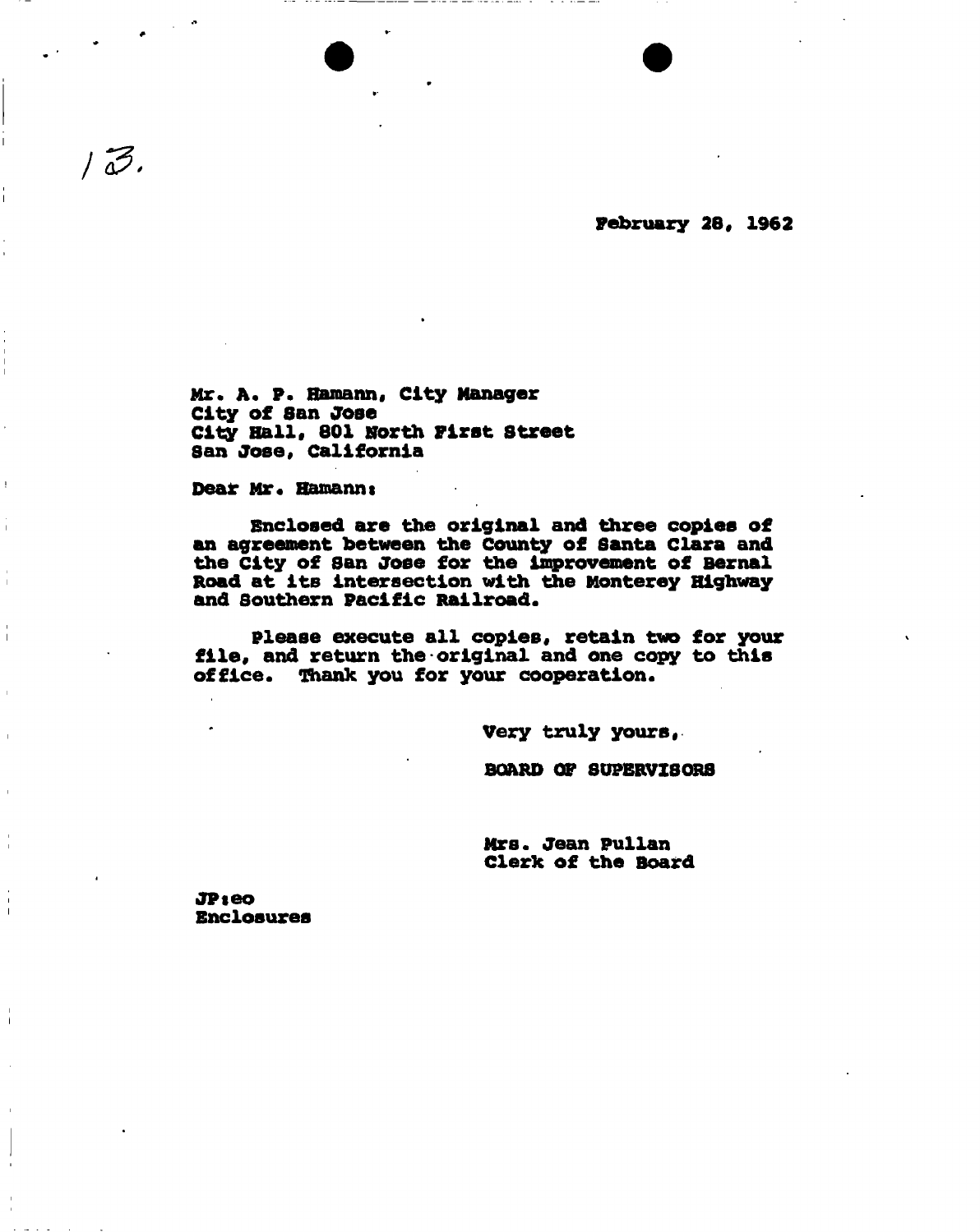13.

February 28, 1962

Mr. A. P. Hamann, City Manager
City of San Jose
City Hall, 801 North First Street
San Jose, California

Dear Mr. Hamann:

Enclosed are the original and three copies of an agreement between the County of Santa Clara and the City of San Jose for the improvement of Bernal Road at its intersection with the Monterey Highway and Southern Pacific Railroad.

Please execute all copies, retain two for your file, and return the original and one copy to this office. Thank you for your cooperation.

Very truly yours,

BOARD OF SUPERVISORS

Mrs. Jean Pullan
Clerk of the Board

JP:eo
Enclosures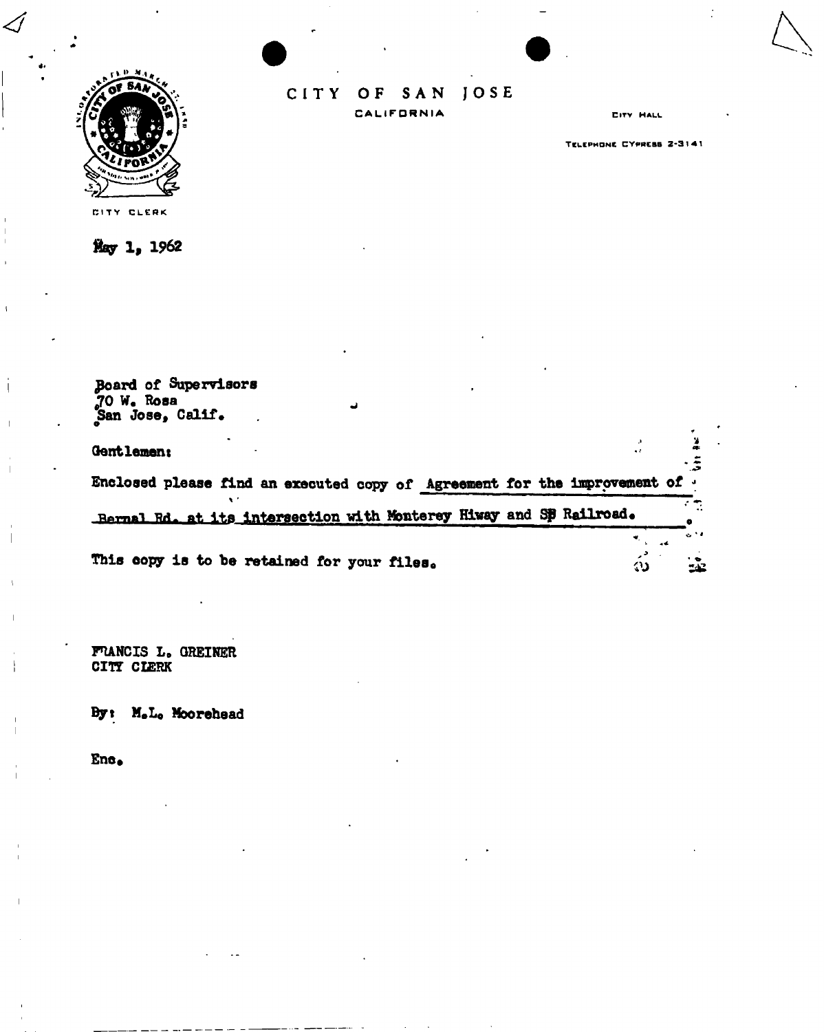# CITY OF SAN JOSE

CALIFORNIA

CITY HALL

TELEPHONE CYPRESS 2-3141

CITY CLERK

May 1, 1962

Board of Supervisors
70 W. Rosa
San Jose, Calif.

Gentlemen:

Enclosed please find an executed copy of Agreement for the improvement of Bernal Rd. at its intersection with Monterey Hiway and SP Railroad.

This copy is to be retained for your files.

FRANCIS L. GREINER
CITY CLERK

By: M.L. Moorehead

Enc.